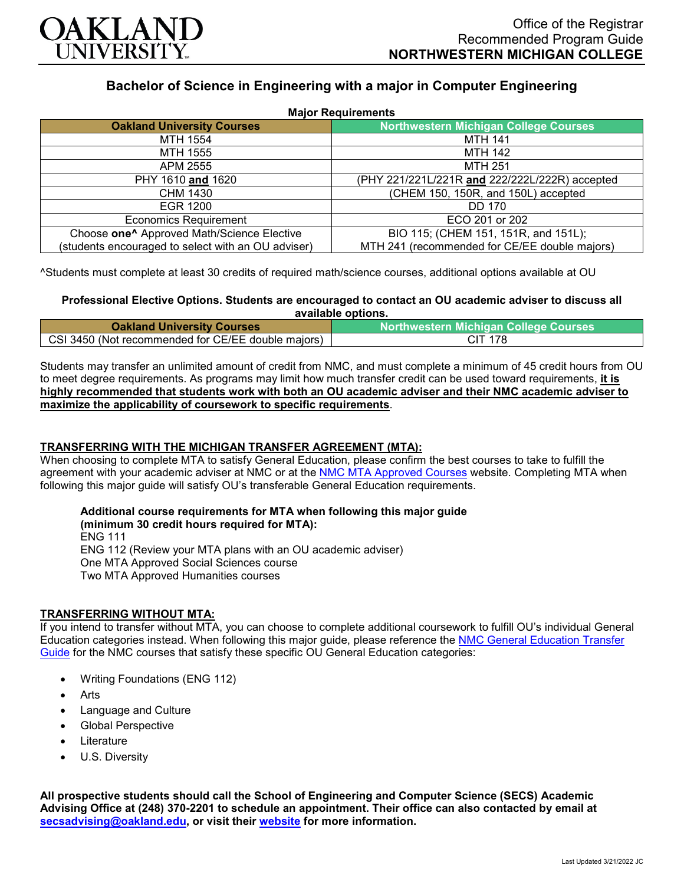OAKLAND UNIVERSITY

Office of the Registrar
Recommended Program Guide
**NORTHWESTERN MICHIGAN COLLEGE**

## Bachelor of Science in Engineering with a major in Computer Engineering

**Major Requirements**

| Oakland University Courses | Northwestern Michigan College Courses |
|---|---|
| MTH 1554 | MTH 141 |
| MTH 1555 | MTH 142 |
| APM 2555 | MTH 251 |
| PHY 1610 **and** 1620 | (PHY 221/221L/221R **and** 222/222L/222R) accepted |
| CHM 1430 | (CHEM 150, 150R, and 150L) accepted |
| EGR 1200 | DD 170 |
| Economics Requirement | ECO 201 or 202 |
| Choose **one^** Approved Math/Science Elective (students encouraged to select with an OU adviser) | BIO 115; (CHEM 151, 151R, and 151L); MTH 241 (recommended for CE/EE double majors) |

^Students must complete at least 30 credits of required math/science courses, additional options available at OU

**Professional Elective Options. Students are encouraged to contact an OU academic adviser to discuss all available options.**

| Oakland University Courses | Northwestern Michigan College Courses |
|---|---|
| CSI 3450 (Not recommended for CE/EE double majors) | CIT 178 |

Students may transfer an unlimited amount of credit from NMC, and must complete a minimum of 45 credit hours from OU to meet degree requirements. As programs may limit how much transfer credit can be used toward requirements, **it is highly recommended that students work with both an OU academic adviser and their NMC academic adviser to maximize the applicability of coursework to specific requirements**.

### TRANSFERRING WITH THE MICHIGAN TRANSFER AGREEMENT (MTA):

When choosing to complete MTA to satisfy General Education, please confirm the best courses to take to fulfill the agreement with your academic adviser at NMC or at the NMC MTA Approved Courses website. Completing MTA when following this major guide will satisfy OU's transferable General Education requirements.

**Additional course requirements for MTA when following this major guide (minimum 30 credit hours required for MTA):**
ENG 111
ENG 112 (Review your MTA plans with an OU academic adviser)
One MTA Approved Social Sciences course
Two MTA Approved Humanities courses

### TRANSFERRING WITHOUT MTA:

If you intend to transfer without MTA, you can choose to complete additional coursework to fulfill OU's individual General Education categories instead. When following this major guide, please reference the NMC General Education Transfer Guide for the NMC courses that satisfy these specific OU General Education categories:

- Writing Foundations (ENG 112)
- Arts
- Language and Culture
- Global Perspective
- Literature
- U.S. Diversity

**All prospective students should call the School of Engineering and Computer Science (SECS) Academic Advising Office at (248) 370-2201 to schedule an appointment. Their office can also contacted by email at secsadvising@oakland.edu, or visit their website for more information.**

Last Updated 3/21/2022 JC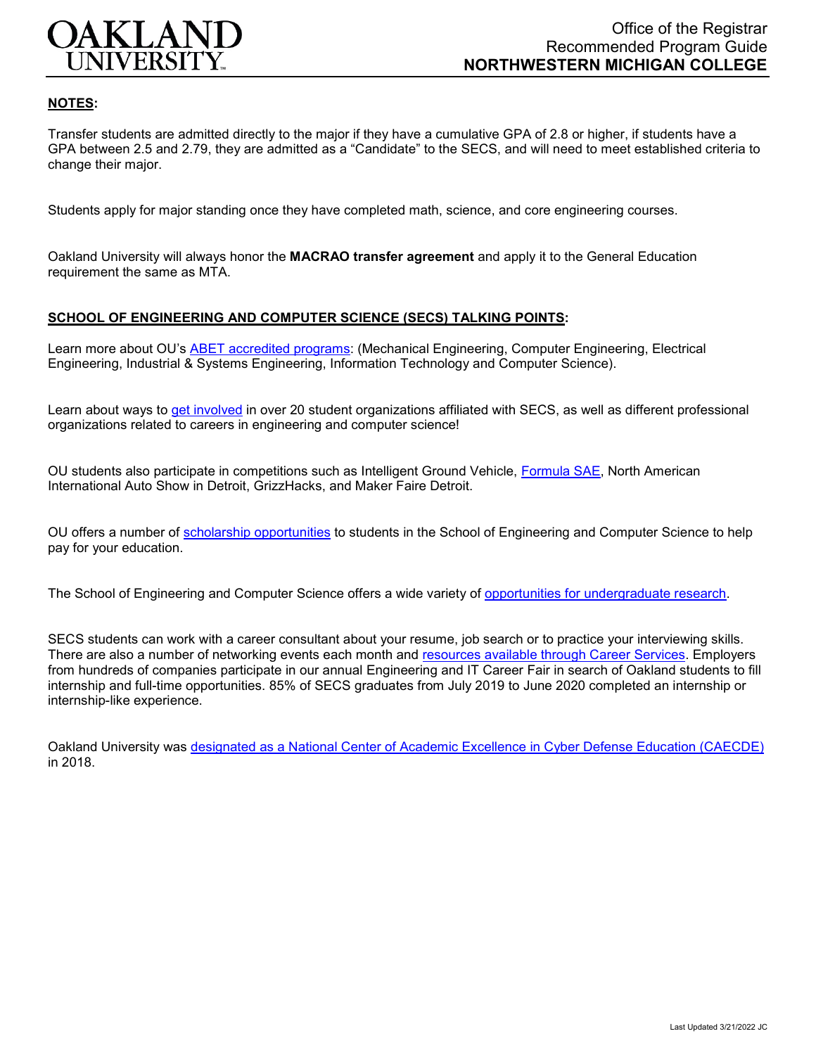**NOTES:**

Transfer students are admitted directly to the major if they have a cumulative GPA of 2.8 or higher, if students have a GPA between 2.5 and 2.79, they are admitted as a "Candidate" to the SECS, and will need to meet established criteria to change their major.

Students apply for major standing once they have completed math, science, and core engineering courses.

Oakland University will always honor the **MACRAO transfer agreement** and apply it to the General Education requirement the same as MTA.

**SCHOOL OF ENGINEERING AND COMPUTER SCIENCE (SECS) TALKING POINTS:**

Learn more about OU's ABET accredited programs: (Mechanical Engineering, Computer Engineering, Electrical Engineering, Industrial & Systems Engineering, Information Technology and Computer Science).

Learn about ways to get involved in over 20 student organizations affiliated with SECS, as well as different professional organizations related to careers in engineering and computer science!

OU students also participate in competitions such as Intelligent Ground Vehicle, Formula SAE, North American International Auto Show in Detroit, GrizzHacks, and Maker Faire Detroit.

OU offers a number of scholarship opportunities to students in the School of Engineering and Computer Science to help pay for your education.

The School of Engineering and Computer Science offers a wide variety of opportunities for undergraduate research.

SECS students can work with a career consultant about your resume, job search or to practice your interviewing skills. There are also a number of networking events each month and resources available through Career Services. Employers from hundreds of companies participate in our annual Engineering and IT Career Fair in search of Oakland students to fill internship and full-time opportunities. 85% of SECS graduates from July 2019 to June 2020 completed an internship or internship-like experience.

Oakland University was designated as a National Center of Academic Excellence in Cyber Defense Education (CAECDE) in 2018.